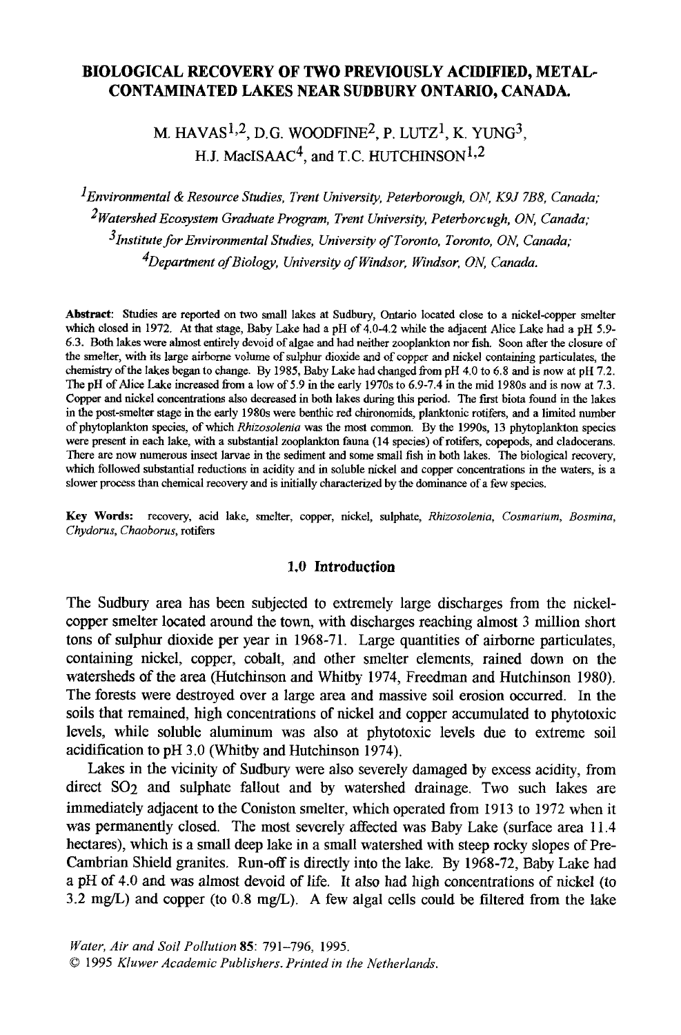# BIOLOGICAL RECOVERY OF TWO PREVIOUSLY ACIDIFIED, METAL-CONTAMINATED LAKES NEAR SUDBURY ONTARIO, CANADA.

M. HAVAS[1,2], D.G. WOODFINE[2], P. LUTZ[1], K. YUNG[3], H.J. MacISAAC[4], and T.C. HUTCHINSON[1,2]

[1]*Environmental & Resource Studies, Trent University, Peterborough, ON, K9J 7B8, Canada;*
[2]*Watershed Ecosystem Graduate Program, Trent University, Peterborough, ON, Canada;*
[3]*Institute for Environmental Studies, University of Toronto, Toronto, ON, Canada;*
[4]*Department of Biology, University of Windsor, Windsor, ON, Canada.*

**Abstract**: Studies are reported on two small lakes at Sudbury, Ontario located close to a nickel-copper smelter which closed in 1972. At that stage, Baby Lake had a pH of 4.0-4.2 while the adjacent Alice Lake had a pH 5.9-6.3. Both lakes were almost entirely devoid of algae and had neither zooplankton nor fish. Soon after the closure of the smelter, with its large airborne volume of sulphur dioxide and of copper and nickel containing particulates, the chemistry of the lakes began to change. By 1985, Baby Lake had changed from pH 4.0 to 6.8 and is now at pH 7.2. The pH of Alice Lake increased from a low of 5.9 in the early 1970s to 6.9-7.4 in the mid 1980s and is now at 7.3. Copper and nickel concentrations also decreased in both lakes during this period. The first biota found in the lakes in the post-smelter stage in the early 1980s were benthic red chironomids, planktonic rotifers, and a limited number of phytoplankton species, of which *Rhizosolenia* was the most common. By the 1990s, 13 phytoplankton species were present in each lake, with a substantial zooplankton fauna (14 species) of rotifers, copepods, and cladocerans. There are now numerous insect larvae in the sediment and some small fish in both lakes. The biological recovery, which followed substantial reductions in acidity and in soluble nickel and copper concentrations in the waters, is a slower process than chemical recovery and is initially characterized by the dominance of a few species.

**Key Words:** recovery, acid lake, smelter, copper, nickel, sulphate, *Rhizosolenia*, *Cosmarium*, *Bosmina*, *Chydorus*, *Chaoborus*, rotifers

## 1.0 Introduction

The Sudbury area has been subjected to extremely large discharges from the nickel-copper smelter located around the town, with discharges reaching almost 3 million short tons of sulphur dioxide per year in 1968-71. Large quantities of airborne particulates, containing nickel, copper, cobalt, and other smelter elements, rained down on the watersheds of the area (Hutchinson and Whitby 1974, Freedman and Hutchinson 1980). The forests were destroyed over a large area and massive soil erosion occurred. In the soils that remained, high concentrations of nickel and copper accumulated to phytotoxic levels, while soluble aluminum was also at phytotoxic levels due to extreme soil acidification to pH 3.0 (Whitby and Hutchinson 1974).

Lakes in the vicinity of Sudbury were also severely damaged by excess acidity, from direct $SO_2$ and sulphate fallout and by watershed drainage. Two such lakes are immediately adjacent to the Coniston smelter, which operated from 1913 to 1972 when it was permanently closed. The most severely affected was Baby Lake (surface area 11.4 hectares), which is a small deep lake in a small watershed with steep rocky slopes of Pre-Cambrian Shield granites. Run-off is directly into the lake. By 1968-72, Baby Lake had a pH of 4.0 and was almost devoid of life. It also had high concentrations of nickel (to 3.2 mg/L) and copper (to 0.8 mg/L). A few algal cells could be filtered from the lake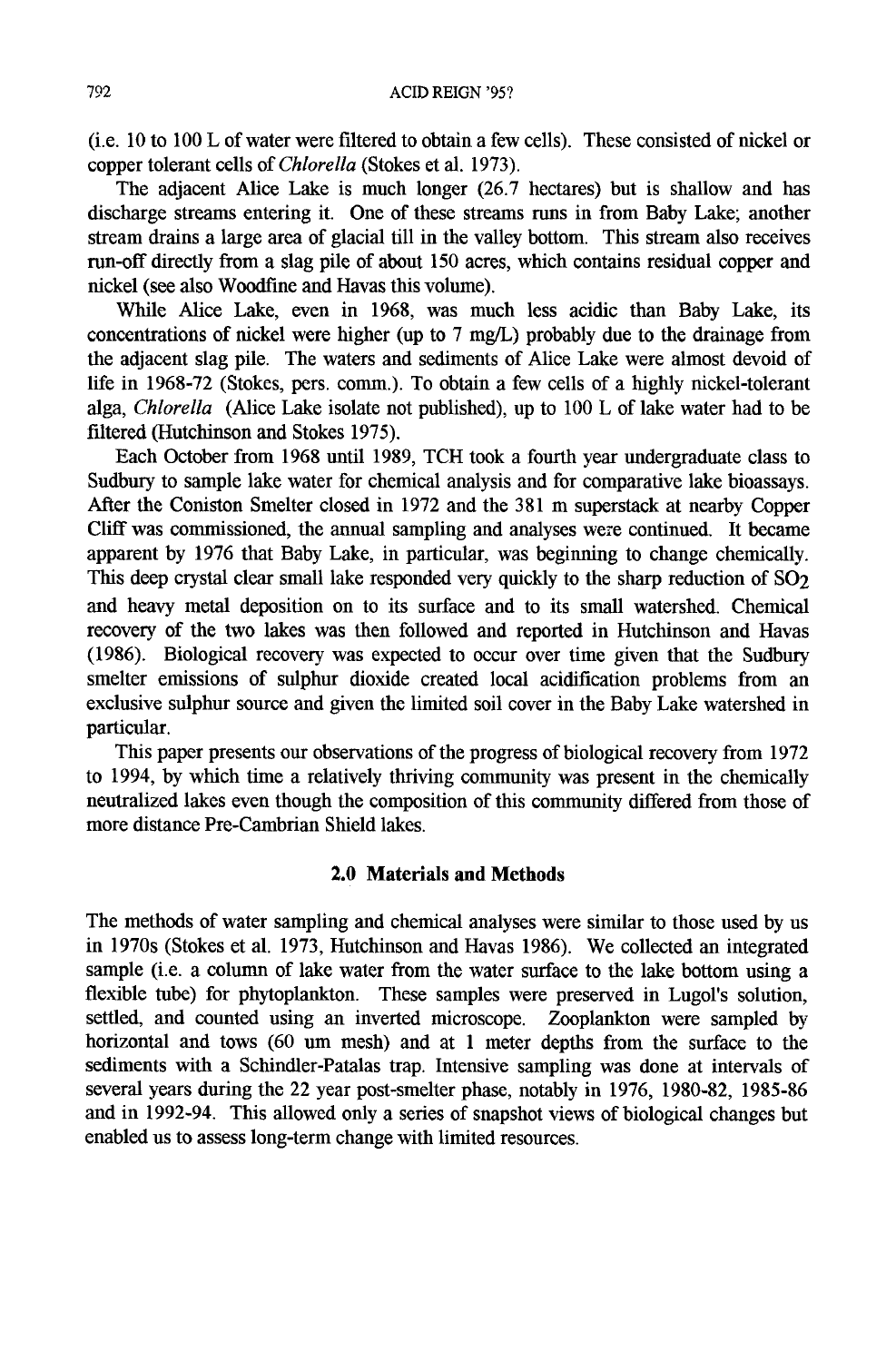(i.e. 10 to 100 L of water were filtered to obtain a few cells). These consisted of nickel or copper tolerant cells of *Chlorella* (Stokes et al. 1973).

The adjacent Alice Lake is much longer (26.7 hectares) but is shallow and has discharge streams entering it. One of these streams runs in from Baby Lake; another stream drains a large area of glacial till in the valley bottom. This stream also receives run-off directly from a slag pile of about 150 acres, which contains residual copper and nickel (see also Woodfine and Havas this volume).

While Alice Lake, even in 1968, was much less acidic than Baby Lake, its concentrations of nickel were higher (up to 7 mg/L) probably due to the drainage from the adjacent slag pile. The waters and sediments of Alice Lake were almost devoid of life in 1968-72 (Stokes, pers. comm.). To obtain a few cells of a highly nickel-tolerant alga, *Chlorella* (Alice Lake isolate not published), up to 100 L of lake water had to be filtered (Hutchinson and Stokes 1975).

Each October from 1968 until 1989, TCH took a fourth year undergraduate class to Sudbury to sample lake water for chemical analysis and for comparative lake bioassays. After the Coniston Smelter closed in 1972 and the 381 m superstack at nearby Copper Cliff was commissioned, the annual sampling and analyses were continued. It became apparent by 1976 that Baby Lake, in particular, was beginning to change chemically. This deep crystal clear small lake responded very quickly to the sharp reduction of $SO_2$ and heavy metal deposition on to its surface and to its small watershed. Chemical recovery of the two lakes was then followed and reported in Hutchinson and Havas (1986). Biological recovery was expected to occur over time given that the Sudbury smelter emissions of sulphur dioxide created local acidification problems from an exclusive sulphur source and given the limited soil cover in the Baby Lake watershed in particular.

This paper presents our observations of the progress of biological recovery from 1972 to 1994, by which time a relatively thriving community was present in the chemically neutralized lakes even though the composition of this community differed from those of more distance Pre-Cambrian Shield lakes.

## 2.0 Materials and Methods

The methods of water sampling and chemical analyses were similar to those used by us in 1970s (Stokes et al. 1973, Hutchinson and Havas 1986). We collected an integrated sample (i.e. a column of lake water from the water surface to the lake bottom using a flexible tube) for phytoplankton. These samples were preserved in Lugol's solution, settled, and counted using an inverted microscope. Zooplankton were sampled by horizontal and tows (60 um mesh) and at 1 meter depths from the surface to the sediments with a Schindler-Patalas trap. Intensive sampling was done at intervals of several years during the 22 year post-smelter phase, notably in 1976, 1980-82, 1985-86 and in 1992-94. This allowed only a series of snapshot views of biological changes but enabled us to assess long-term change with limited resources.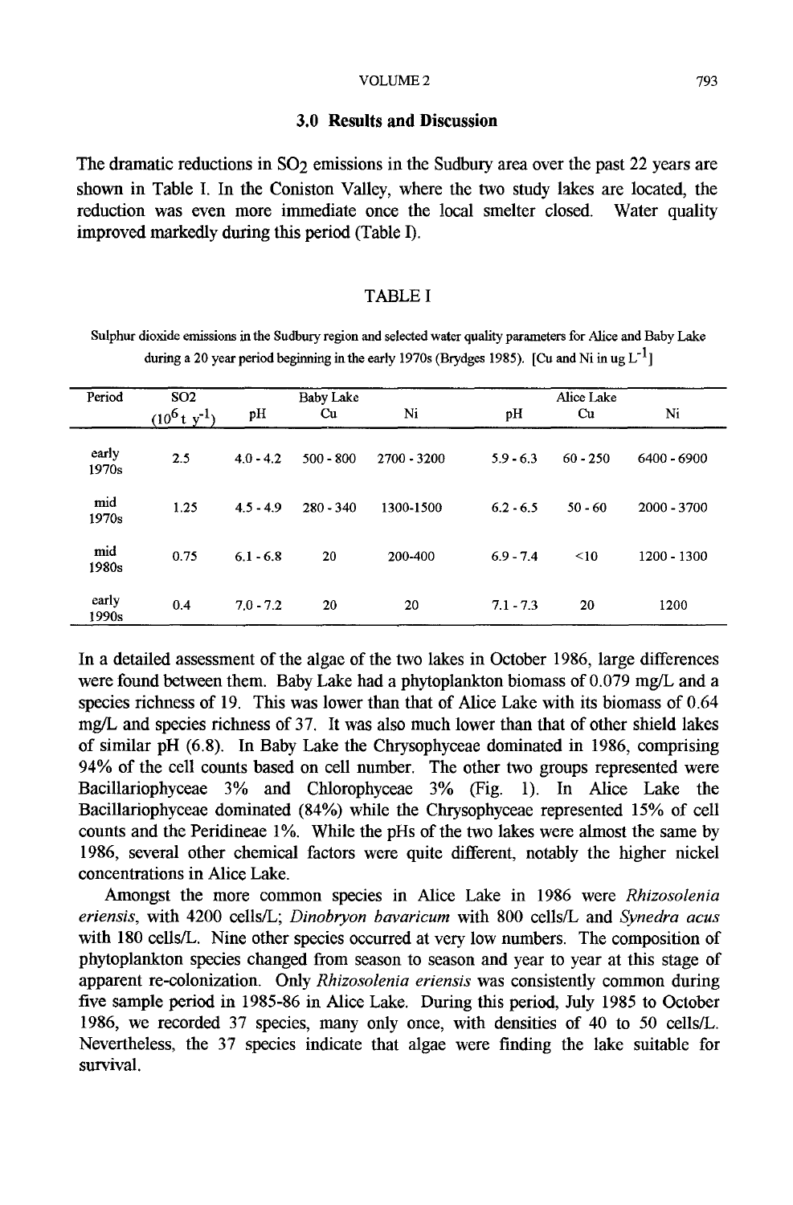## 3.0 Results and Discussion

The dramatic reductions in $SO_2$ emissions in the Sudbury area over the past 22 years are shown in Table I. In the Coniston Valley, where the two study lakes are located, the reduction was even more immediate once the local smelter closed. Water quality improved markedly during this period (Table I).

TABLE I

Sulphur dioxide emissions in the Sudbury region and selected water quality parameters for Alice and Baby Lake during a 20 year period beginning in the early 1970s (Brydges 1985). [Cu and Ni in ug $L^{-1}$]

| Period | SO2 | Baby Lake | | | Alice Lake | | |
|---|---|---|---|---|---|---|---|
| | ($10^6$ t $y^{-1}$) | pH | Cu | Ni | pH | Cu | Ni |
| early 1970s | 2.5 | 4.0 - 4.2 | 500 - 800 | 2700 - 3200 | 5.9 - 6.3 | 60 - 250 | 6400 - 6900 |
| mid 1970s | 1.25 | 4.5 - 4.9 | 280 - 340 | 1300-1500 | 6.2 - 6.5 | 50 - 60 | 2000 - 3700 |
| mid 1980s | 0.75 | 6.1 - 6.8 | 20 | 200-400 | 6.9 - 7.4 | <10 | 1200 - 1300 |
| early 1990s | 0.4 | 7.0 - 7.2 | 20 | 20 | 7.1 - 7.3 | 20 | 1200 |

In a detailed assessment of the algae of the two lakes in October 1986, large differences were found between them. Baby Lake had a phytoplankton biomass of 0.079 mg/L and a species richness of 19. This was lower than that of Alice Lake with its biomass of 0.64 mg/L and species richness of 37. It was also much lower than that of other shield lakes of similar pH (6.8). In Baby Lake the Chrysophyceae dominated in 1986, comprising 94% of the cell counts based on cell number. The other two groups represented were Bacillariophyceae 3% and Chlorophyceae 3% (Fig. 1). In Alice Lake the Bacillariophyceae dominated (84%) while the Chrysophyceae represented 15% of cell counts and the Peridineae 1%. While the pHs of the two lakes were almost the same by 1986, several other chemical factors were quite different, notably the higher nickel concentrations in Alice Lake.

Amongst the more common species in Alice Lake in 1986 were *Rhizosolenia eriensis*, with 4200 cells/L; *Dinobryon bavaricum* with 800 cells/L and *Synedra acus* with 180 cells/L. Nine other species occurred at very low numbers. The composition of phytoplankton species changed from season to season and year to year at this stage of apparent re-colonization. Only *Rhizosolenia eriensis* was consistently common during five sample period in 1985-86 in Alice Lake. During this period, July 1985 to October 1986, we recorded 37 species, many only once, with densities of 40 to 50 cells/L. Nevertheless, the 37 species indicate that algae were finding the lake suitable for survival.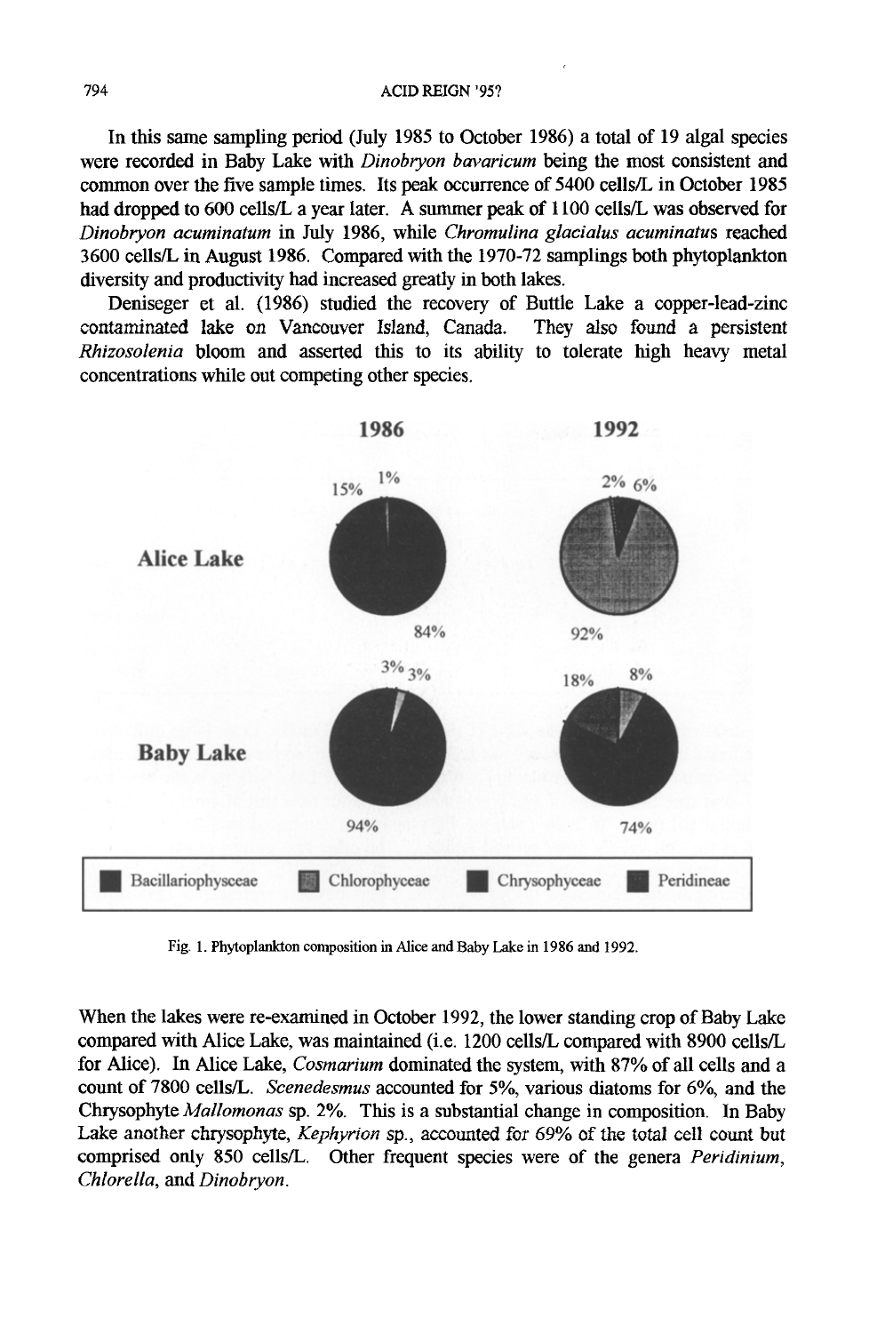In this same sampling period (July 1985 to October 1986) a total of 19 algal species were recorded in Baby Lake with *Dinobryon bavaricum* being the most consistent and common over the five sample times. Its peak occurrence of 5400 cells/L in October 1985 had dropped to 600 cells/L a year later. A summer peak of 1100 cells/L was observed for *Dinobryon acuminatum* in July 1986, while *Chromulina glacialus acuminatus* reached 3600 cells/L in August 1986. Compared with the 1970-72 samplings both phytoplankton diversity and productivity had increased greatly in both lakes.

Deniseger et al. (1986) studied the recovery of Buttle Lake a copper-lead-zinc contaminated lake on Vancouver Island, Canada. They also found a persistent *Rhizosolenia* bloom and asserted this to its ability to tolerate high heavy metal concentrations while out competing other species.

1986 | 1992

Alice Lake: 15%, 1%, 84% | 2%, 6%, 92%

Baby Lake: 3%, 3%, 94% | 18%, 8%, 74%

Bacillariophysceae | Chlorophyceae | Chrysophyceae | Peridineae

Fig. 1. Phytoplankton composition in Alice and Baby Lake in 1986 and 1992.

When the lakes were re-examined in October 1992, the lower standing crop of Baby Lake compared with Alice Lake, was maintained (i.e. 1200 cells/L compared with 8900 cells/L for Alice). In Alice Lake, *Cosmarium* dominated the system, with 87% of all cells and a count of 7800 cells/L. *Scenedesmus* accounted for 5%, various diatoms for 6%, and the Chrysophyte *Mallomonas* sp. 2%. This is a substantial change in composition. In Baby Lake another chrysophyte, *Kephyrion* sp., accounted for 69% of the total cell count but comprised only 850 cells/L. Other frequent species were of the genera *Peridinium*, *Chlorella*, and *Dinobryon*.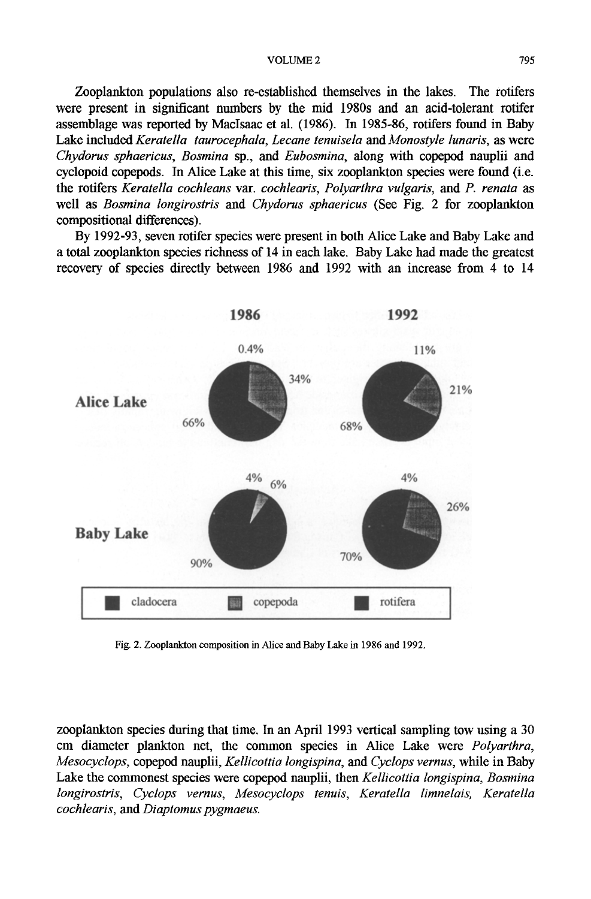Zooplankton populations also re-established themselves in the lakes. The rotifers were present in significant numbers by the mid 1980s and an acid-tolerant rotifer assemblage was reported by MacIsaac et al. (1986). In 1985-86, rotifers found in Baby Lake included *Keratella taurocephala*, *Lecane tenuisela* and *Monostyle lunaris*, as were *Chydorus sphaericus*, *Bosmina* sp., and *Eubosmina*, along with copepod nauplii and cyclopoid copepods. In Alice Lake at this time, six zooplankton species were found (i.e. the rotifers *Keratella cochleans* var. *cochlearis*, *Polyarthra vulgaris*, and *P. renata* as well as *Bosmina longirostris* and *Chydorus sphaericus* (See Fig. 2 for zooplankton compositional differences).

By 1992-93, seven rotifer species were present in both Alice Lake and Baby Lake and a total zooplankton species richness of 14 in each lake. Baby Lake had made the greatest recovery of species directly between 1986 and 1992 with an increase from 4 to 14 zooplankton species during that time. In an April 1993 vertical sampling tow using a 30 cm diameter plankton net, the common species in Alice Lake were *Polyarthra*, *Mesocyclops*, copepod nauplii, *Kellicottia longispina*, and *Cyclops vernus*, while in Baby Lake the commonest species were copepod nauplii, then *Kellicottia longispina*, *Bosmina longirostris*, *Cyclops vernus*, *Mesocyclops tenuis*, *Keratella limnelais*, *Keratella cochlearis*, and *Diaptomus pygmaeus*.

| | 1986 | 1992 |
|---|---|---|
| Alice Lake | 0.4%, 34%, 66% | 11%, 21%, 68% |
| Baby Lake | 4%, 6%, 90% | 4%, 26%, 70% |

Legend: cladocera, copepoda, rotifera

Fig. 2. Zooplankton composition in Alice and Baby Lake in 1986 and 1992.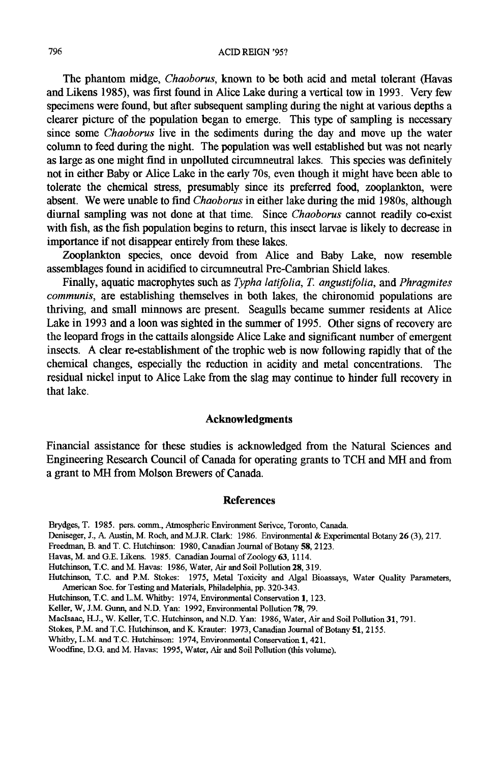The phantom midge, *Chaoborus*, known to be both acid and metal tolerant (Havas and Likens 1985), was first found in Alice Lake during a vertical tow in 1993. Very few specimens were found, but after subsequent sampling during the night at various depths a clearer picture of the population began to emerge. This type of sampling is necessary since some *Chaoborus* live in the sediments during the day and move up the water column to feed during the night. The population was well established but was not nearly as large as one might find in unpolluted circumneutral lakes. This species was definitely not in either Baby or Alice Lake in the early 70s, even though it might have been able to tolerate the chemical stress, presumably since its preferred food, zooplankton, were absent. We were unable to find *Chaoborus* in either lake during the mid 1980s, although diurnal sampling was not done at that time. Since *Chaoborus* cannot readily co-exist with fish, as the fish population begins to return, this insect larvae is likely to decrease in importance if not disappear entirely from these lakes.

Zooplankton species, once devoid from Alice and Baby Lake, now resemble assemblages found in acidified to circumneutral Pre-Cambrian Shield lakes.

Finally, aquatic macrophytes such as *Typha latifolia*, *T. angustifolia*, and *Phragmites communis*, are establishing themselves in both lakes, the chironomid populations are thriving, and small minnows are present. Seagulls became summer residents at Alice Lake in 1993 and a loon was sighted in the summer of 1995. Other signs of recovery are the leopard frogs in the cattails alongside Alice Lake and significant number of emergent insects. A clear re-establishment of the trophic web is now following rapidly that of the chemical changes, especially the reduction in acidity and metal concentrations. The residual nickel input to Alice Lake from the slag may continue to hinder full recovery in that lake.

## Acknowledgments

Financial assistance for these studies is acknowledged from the Natural Sciences and Engineering Research Council of Canada for operating grants to TCH and MH and from a grant to MH from Molson Brewers of Canada.

## References

Brydges, T. 1985. pers. comm., Atmospheric Environment Serivce, Toronto, Canada.

Deniseger, J., A. Austin, M. Roch, and M.J.R. Clark: 1986. Environmental & Experimental Botany **26** (3), 217.

Freedman, B. and T. C. Hutchinson: 1980, Canadian Journal of Botany **58**, 2123.

Havas, M. and G.E. Likens. 1985. Canadian Journal of Zoology **63**, 1114.

Hutchinson, T.C. and M. Havas: 1986, Water, Air and Soil Pollution **28**, 319.

Hutchinson, T.C. and P.M. Stokes: 1975, Metal Toxicity and Algal Bioassays, Water Quality Parameters, American Soc. for Testing and Materials, Philadelphia, pp. 320-343.

Hutchinson, T.C. and L.M. Whitby: 1974, Environmental Conservation **1**, 123.

Keller, W, J.M. Gunn, and N.D. Yan: 1992, Environmental Pollution **78**, 79.

MacIsaac, H.J., W. Keller, T.C. Hutchinson, and N.D. Yan: 1986, Water, Air and Soil Pollution **31**, 791.

Stokes, P.M. and T.C. Hutchinson, and K. Krauter: 1973, Canadian Journal of Botany **51**, 2155.

Whitby, L.M. and T.C. Hutchinson: 1974, Environmental Conservation **1**, 421.

Woodfine, D.G. and M. Havas: 1995, Water, Air and Soil Pollution (this volume).